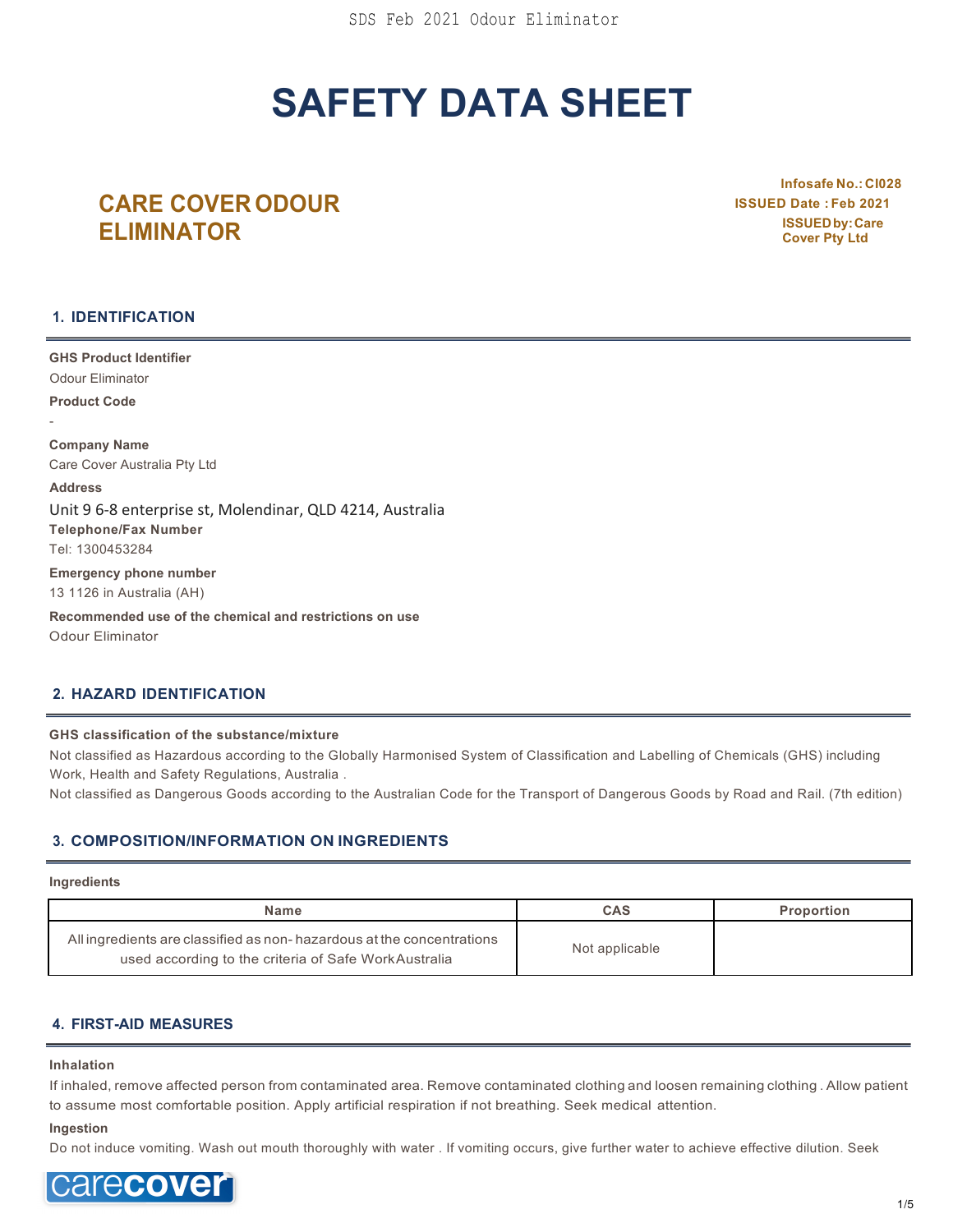# SAFETY DATA SHEET

## CARE COVER ODOUR ELIMINATOR

**Infosafe No.: CI028**
**ISSUED Date : Feb 2021**
**ISSUED by: Care Cover Pty Ltd**

## 1. IDENTIFICATION

**GHS Product Identifier**
Odour Eliminator

**Product Code**
-

**Company Name**
Care Cover Australia Pty Ltd

**Address**
Unit 9 6-8 enterprise st, Molendinar, QLD 4214, Australia

**Telephone/Fax Number**
Tel: 1300453284

**Emergency phone number**
13 1126 in Australia (AH)

**Recommended use of the chemical and restrictions on use**
Odour Eliminator

## 2. HAZARD IDENTIFICATION

**GHS classification of the substance/mixture**
Not classified as Hazardous according to the Globally Harmonised System of Classification and Labelling of Chemicals (GHS) including Work, Health and Safety Regulations, Australia .
Not classified as Dangerous Goods according to the Australian Code for the Transport of Dangerous Goods by Road and Rail. (7th edition)

## 3. COMPOSITION/INFORMATION ON INGREDIENTS

**Ingredients**

| Name | CAS | Proportion |
|---|---|---|
| All ingredients are classified as non- hazardous at the concentrations used according to the criteria of Safe Work Australia | Not applicable | |

## 4. FIRST-AID MEASURES

**Inhalation**
If inhaled, remove affected person from contaminated area. Remove contaminated clothing and loosen remaining clothing . Allow patient to assume most comfortable position. Apply artificial respiration if not breathing. Seek medical attention.

**Ingestion**
Do not induce vomiting. Wash out mouth thoroughly with water . If vomiting occurs, give further water to achieve effective dilution. Seek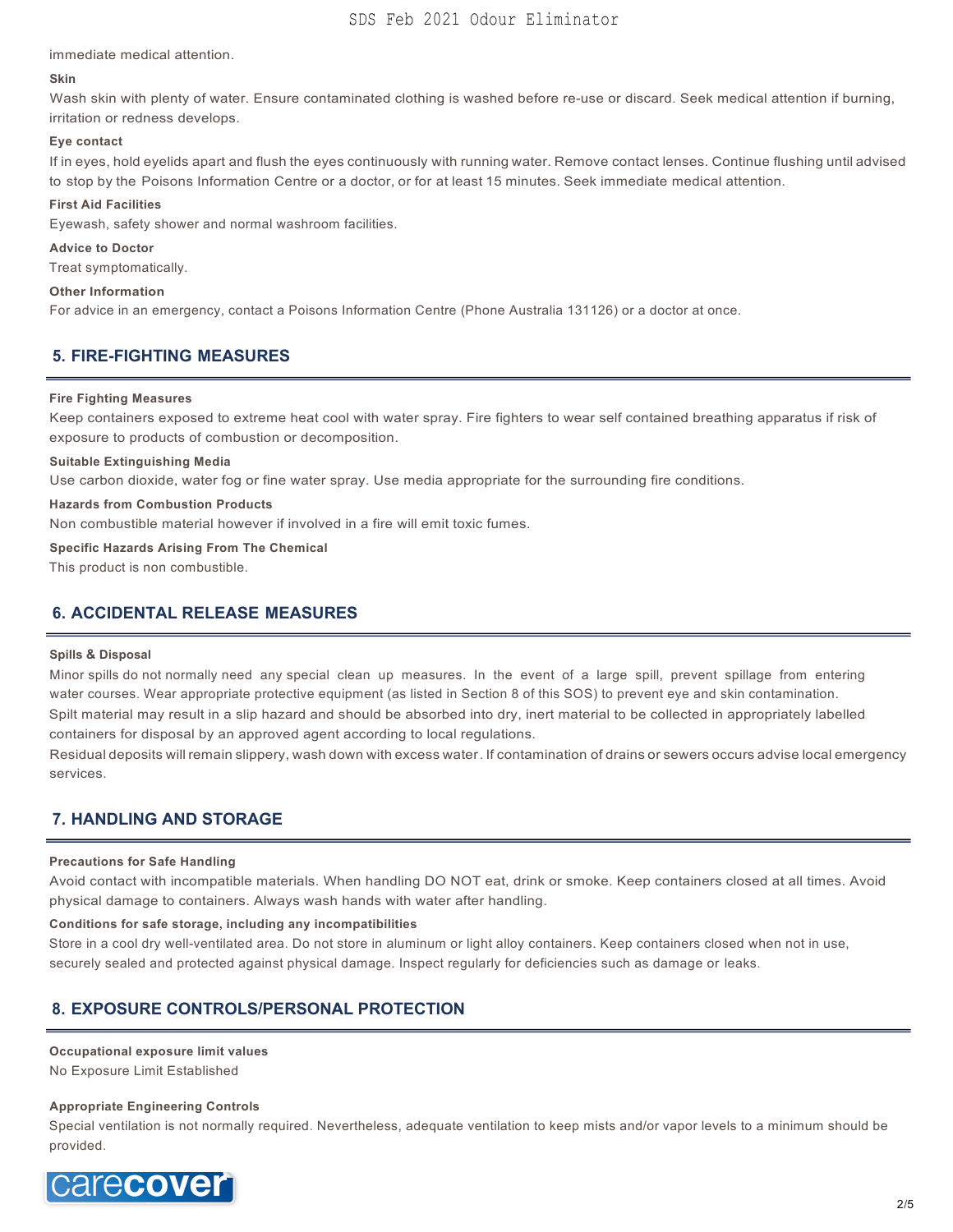immediate medical attention.

**Skin**

Wash skin with plenty of water. Ensure contaminated clothing is washed before re-use or discard. Seek medical attention if burning, irritation or redness develops.

**Eye contact**

If in eyes, hold eyelids apart and flush the eyes continuously with running water. Remove contact lenses. Continue flushing until advised to stop by the Poisons Information Centre or a doctor, or for at least 15 minutes. Seek immediate medical attention.

**First Aid Facilities**

Eyewash, safety shower and normal washroom facilities.

**Advice to Doctor**

Treat symptomatically.

**Other Information**

For advice in an emergency, contact a Poisons Information Centre (Phone Australia 131126) or a doctor at once.

## 5. FIRE-FIGHTING MEASURES

**Fire Fighting Measures**

Keep containers exposed to extreme heat cool with water spray. Fire fighters to wear self contained breathing apparatus if risk of exposure to products of combustion or decomposition.

**Suitable Extinguishing Media**

Use carbon dioxide, water fog or fine water spray. Use media appropriate for the surrounding fire conditions.

**Hazards from Combustion Products**

Non combustible material however if involved in a fire will emit toxic fumes.

**Specific Hazards Arising From The Chemical**

This product is non combustible.

## 6. ACCIDENTAL RELEASE MEASURES

**Spills & Disposal**

Minor spills do not normally need any special clean up measures. In the event of a large spill, prevent spillage from entering water courses. Wear appropriate protective equipment (as listed in Section 8 of this SOS) to prevent eye and skin contamination.
Spilt material may result in a slip hazard and should be absorbed into dry, inert material to be collected in appropriately labelled containers for disposal by an approved agent according to local regulations.
Residual deposits will remain slippery, wash down with excess water. If contamination of drains or sewers occurs advise local emergency services.

## 7. HANDLING AND STORAGE

**Precautions for Safe Handling**

Avoid contact with incompatible materials. When handling DO NOT eat, drink or smoke. Keep containers closed at all times. Avoid physical damage to containers. Always wash hands with water after handling.

**Conditions for safe storage, including any incompatibilities**

Store in a cool dry well-ventilated area. Do not store in aluminum or light alloy containers. Keep containers closed when not in use, securely sealed and protected against physical damage. Inspect regularly for deficiencies such as damage or leaks.

## 8. EXPOSURE CONTROLS/PERSONAL PROTECTION

**Occupational exposure limit values**

No Exposure Limit Established

**Appropriate Engineering Controls**

Special ventilation is not normally required. Nevertheless, adequate ventilation to keep mists and/or vapor levels to a minimum should be provided.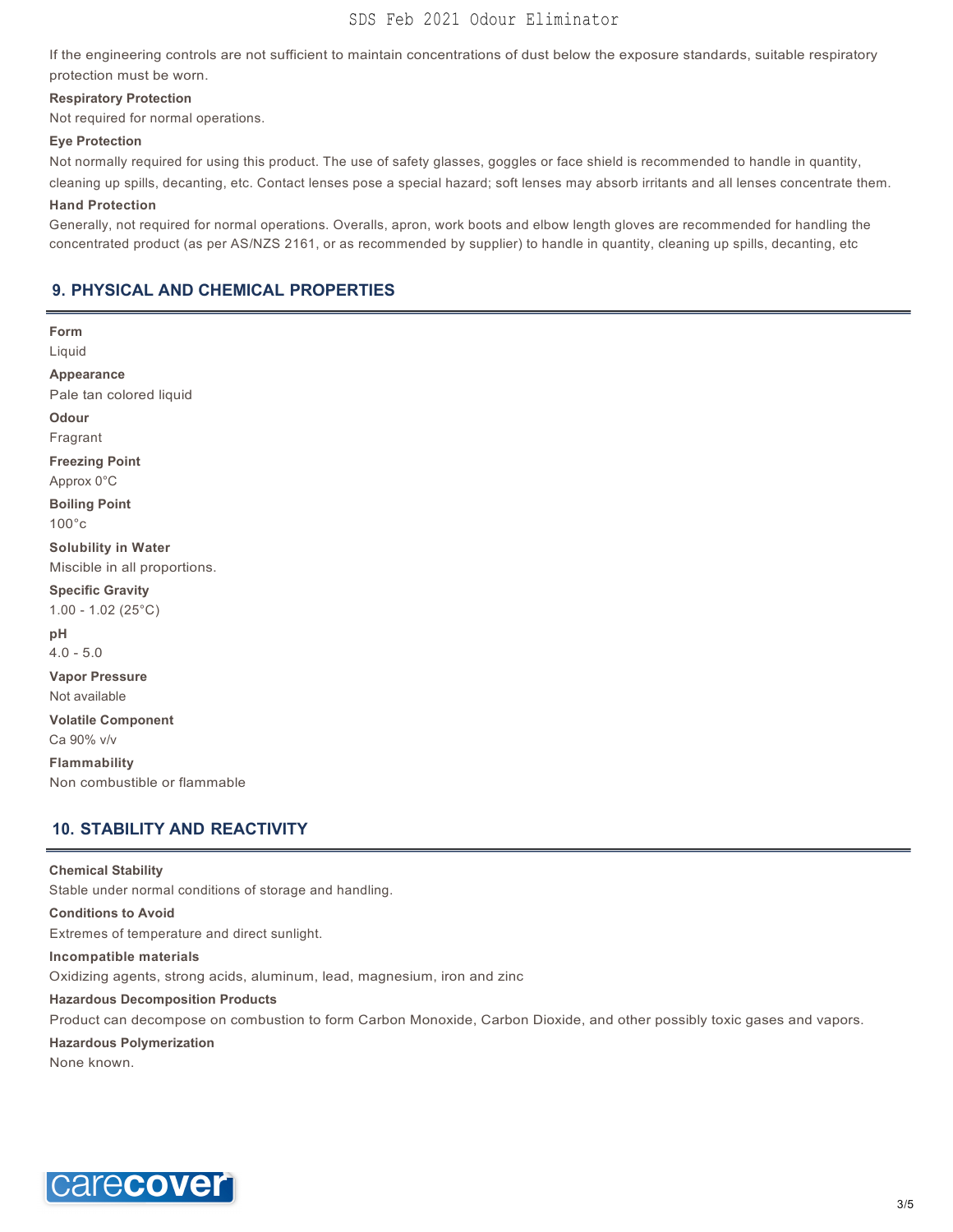If the engineering controls are not sufficient to maintain concentrations of dust below the exposure standards, suitable respiratory protection must be worn.

**Respiratory Protection**

Not required for normal operations.

**Eye Protection**

Not normally required for using this product. The use of safety glasses, goggles or face shield is recommended to handle in quantity, cleaning up spills, decanting, etc. Contact lenses pose a special hazard; soft lenses may absorb irritants and all lenses concentrate them.

**Hand Protection**

Generally, not required for normal operations. Overalls, apron, work boots and elbow length gloves are recommended for handling the concentrated product (as per AS/NZS 2161, or as recommended by supplier) to handle in quantity, cleaning up spills, decanting, etc

## 9. PHYSICAL AND CHEMICAL PROPERTIES

**Form**

Liquid

**Appearance**

Pale tan colored liquid

**Odour**

Fragrant

**Freezing Point**

Approx 0°C

**Boiling Point**

100°c

**Solubility in Water**

Miscible in all proportions.

**Specific Gravity**

1.00 - 1.02 (25°C)

**pH**

4.0 - 5.0

**Vapor Pressure**

Not available

**Volatile Component**

Ca 90% v/v

**Flammability**

Non combustible or flammable

## 10. STABILITY AND REACTIVITY

**Chemical Stability**

Stable under normal conditions of storage and handling.

**Conditions to Avoid**

Extremes of temperature and direct sunlight.

**Incompatible materials**

Oxidizing agents, strong acids, aluminum, lead, magnesium, iron and zinc

**Hazardous Decomposition Products**

Product can decompose on combustion to form Carbon Monoxide, Carbon Dioxide, and other possibly toxic gases and vapors.

**Hazardous Polymerization**

None known.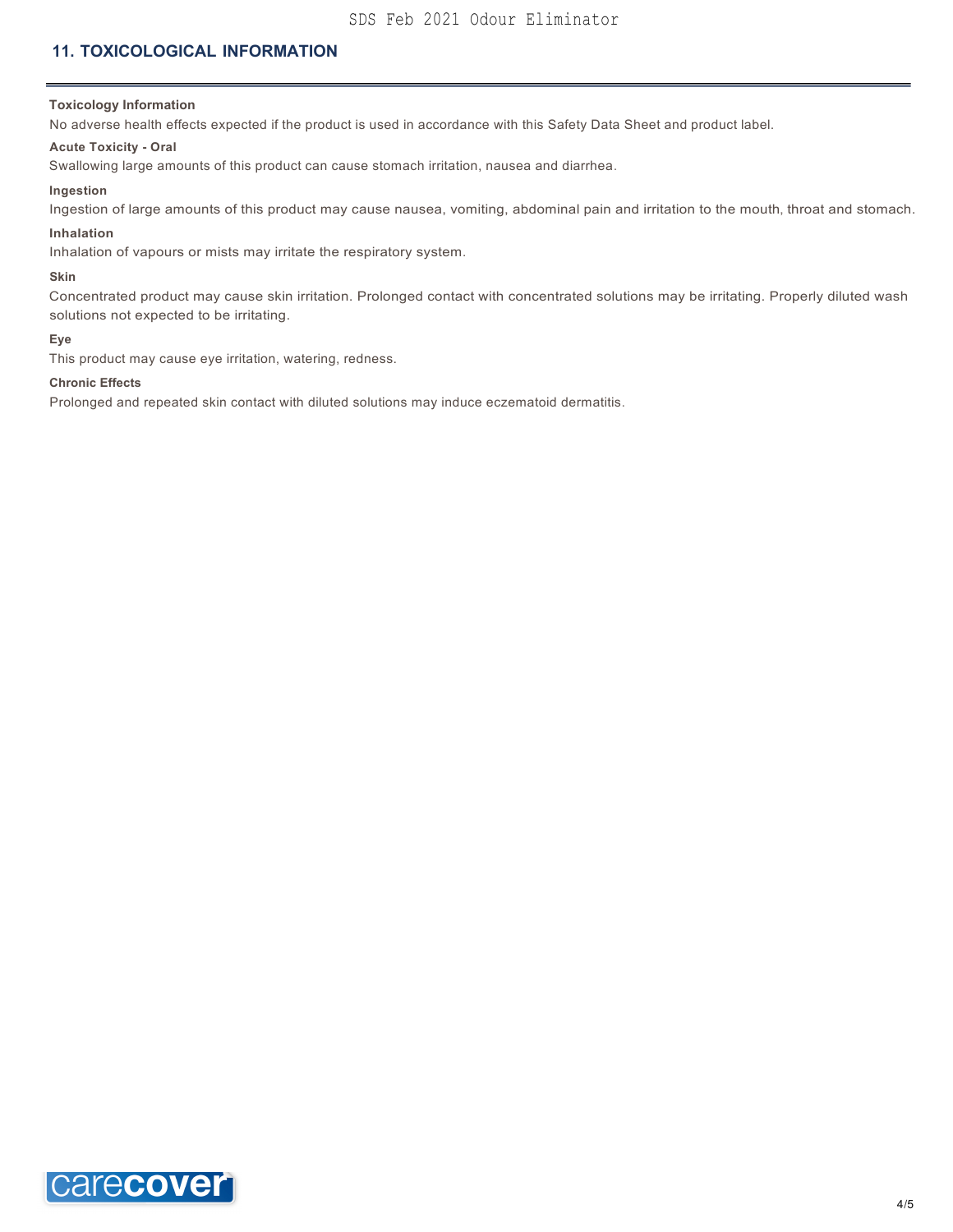## 11. TOXICOLOGICAL INFORMATION

**Toxicology Information**

No adverse health effects expected if the product is used in accordance with this Safety Data Sheet and product label.

**Acute Toxicity - Oral**

Swallowing large amounts of this product can cause stomach irritation, nausea and diarrhea.

**Ingestion**

Ingestion of large amounts of this product may cause nausea, vomiting, abdominal pain and irritation to the mouth, throat and stomach.

**Inhalation**

Inhalation of vapours or mists may irritate the respiratory system.

**Skin**

Concentrated product may cause skin irritation. Prolonged contact with concentrated solutions may be irritating. Properly diluted wash solutions not expected to be irritating.

**Eye**

This product may cause eye irritation, watering, redness.

**Chronic Effects**

Prolonged and repeated skin contact with diluted solutions may induce eczematoid dermatitis.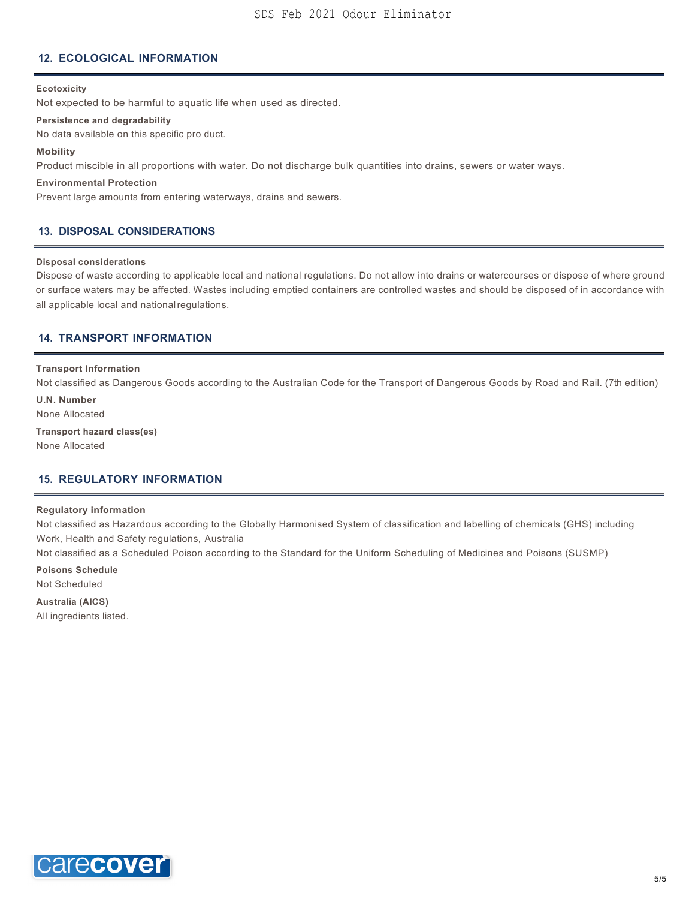## 12. ECOLOGICAL INFORMATION

**Ecotoxicity**

Not expected to be harmful to aquatic life when used as directed.

**Persistence and degradability**

No data available on this specific pro duct.

**Mobility**

Product miscible in all proportions with water. Do not discharge bulk quantities into drains, sewers or water ways.

**Environmental Protection**

Prevent large amounts from entering waterways, drains and sewers.

## 13. DISPOSAL CONSIDERATIONS

**Disposal considerations**

Dispose of waste according to applicable local and national regulations. Do not allow into drains or watercourses or dispose of where ground or surface waters may be affected. Wastes including emptied containers are controlled wastes and should be disposed of in accordance with all applicable local and national regulations.

## 14. TRANSPORT INFORMATION

**Transport Information**

Not classified as Dangerous Goods according to the Australian Code for the Transport of Dangerous Goods by Road and Rail. (7th edition)

**U.N. Number**

None Allocated

**Transport hazard class(es)**

None Allocated

## 15. REGULATORY INFORMATION

**Regulatory information**

Not classified as Hazardous according to the Globally Harmonised System of classification and labelling of chemicals (GHS) including Work, Health and Safety regulations, Australia

Not classified as a Scheduled Poison according to the Standard for the Uniform Scheduling of Medicines and Poisons (SUSMP)

**Poisons Schedule**

Not Scheduled

**Australia (AICS)**

All ingredients listed.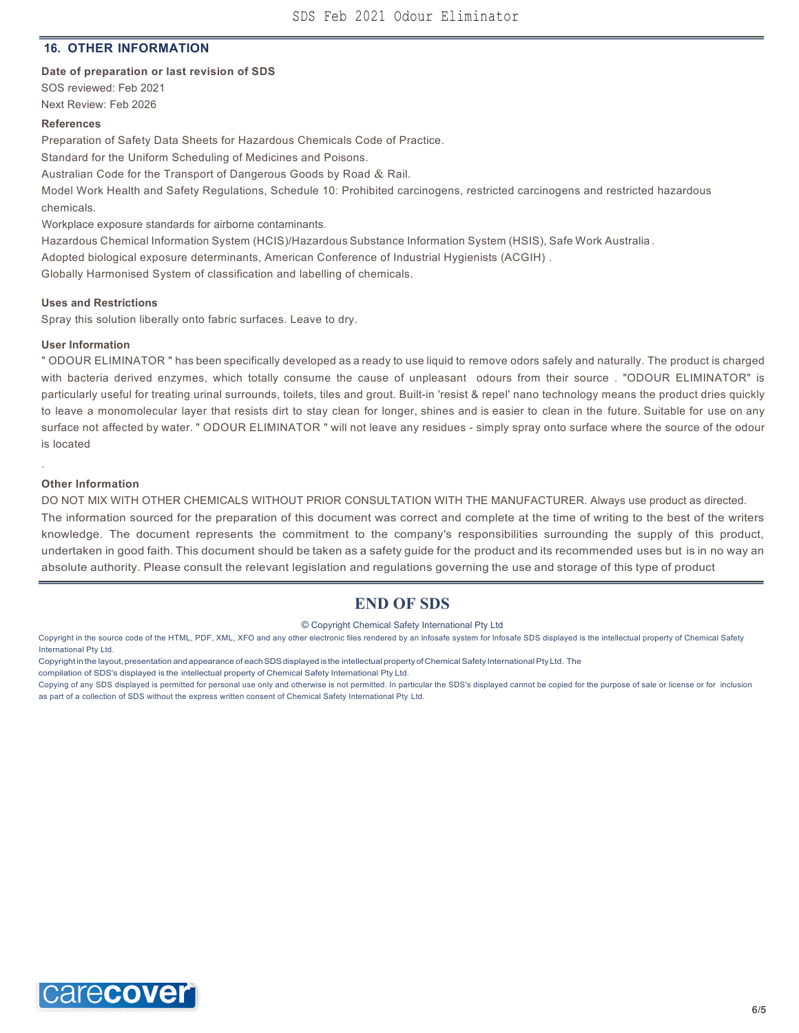## 16. OTHER INFORMATION

**Date of preparation or last revision of SDS**

SOS reviewed: Feb 2021

Next Review: Feb 2026

**References**

Preparation of Safety Data Sheets for Hazardous Chemicals Code of Practice.

Standard for the Uniform Scheduling of Medicines and Poisons.

Australian Code for the Transport of Dangerous Goods by Road & Rail.

Model Work Health and Safety Regulations, Schedule 10: Prohibited carcinogens, restricted carcinogens and restricted hazardous chemicals.

Workplace exposure standards for airborne contaminants.

Hazardous Chemical Information System (HCIS)/Hazardous Substance Information System (HSIS), Safe Work Australia.

Adopted biological exposure determinants, American Conference of Industrial Hygienists (ACGIH) .

Globally Harmonised System of classification and labelling of chemicals.

**Uses and Restrictions**

Spray this solution liberally onto fabric surfaces. Leave to dry.

**User Information**

" ODOUR ELIMINATOR " has been specifically developed as a ready to use liquid to remove odors safely and naturally. The product is charged with bacteria derived enzymes, which totally consume the cause of unpleasant odours from their source . "ODOUR ELIMINATOR" is particularly useful for treating urinal surrounds, toilets, tiles and grout. Built-in 'resist & repel' nano technology means the product dries quickly to leave a monomolecular layer that resists dirt to stay clean for longer, shines and is easier to clean in the future. Suitable for use on any surface not affected by water. " ODOUR ELIMINATOR " will not leave any residues - simply spray onto surface where the source of the odour is located

.

**Other Information**

DO NOT MIX WITH OTHER CHEMICALS WITHOUT PRIOR CONSULTATION WITH THE MANUFACTURER. Always use product as directed.

The information sourced for the preparation of this document was correct and complete at the time of writing to the best of the writers knowledge. The document represents the commitment to the company's responsibilities surrounding the supply of this product, undertaken in good faith. This document should be taken as a safety guide for the product and its recommended uses but is in no way an absolute authority. Please consult the relevant legislation and regulations governing the use and storage of this type of product

## END OF SDS

© Copyright Chemical Safety International Pty Ltd

Copyright in the source code of the HTML, PDF, XML, XFO and any other electronic files rendered by an Infosafe system for Infosafe SDS displayed is the intellectual property of Chemical Safety International Pty Ltd.

Copyright in the layout, presentation and appearance of each SDS displayed is the intellectual property of Chemical Safety International Pty Ltd. The compilation of SDS's displayed is the intellectual property of Chemical Safety International Pty Ltd.

Copying of any SDS displayed is permitted for personal use only and otherwise is not permitted. In particular the SDS's displayed cannot be copied for the purpose of sale or license or for inclusion as part of a collection of SDS without the express written consent of Chemical Safety International Pty Ltd.

carecover